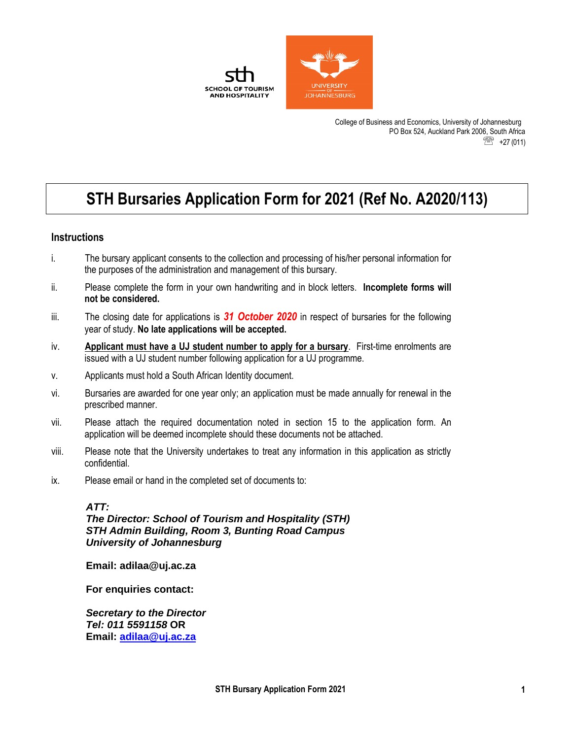sth
SCHOOL OF TOURISM
AND HOSPITALITY

UNIVERSITY OF JOHANNESBURG

College of Business and Economics, University of Johannesburg
PO Box 524, Auckland Park 2006, South Africa
+27 (011)

# STH Bursaries Application Form for 2021 (Ref No. A2020/113)

## Instructions

i. The bursary applicant consents to the collection and processing of his/her personal information for the purposes of the administration and management of this bursary.

ii. Please complete the form in your own handwriting and in block letters. **Incomplete forms will not be considered.**

iii. The closing date for applications is ***31 October 2020*** in respect of bursaries for the following year of study. **No late applications will be accepted.**

iv. **Applicant must have a UJ student number to apply for a bursary**. First-time enrolments are issued with a UJ student number following application for a UJ programme.

v. Applicants must hold a South African Identity document.

vi. Bursaries are awarded for one year only; an application must be made annually for renewal in the prescribed manner.

vii. Please attach the required documentation noted in section 15 to the application form. An application will be deemed incomplete should these documents not be attached.

viii. Please note that the University undertakes to treat any information in this application as strictly confidential.

ix. Please email or hand in the completed set of documents to:

***ATT:***
***The Director: School of Tourism and Hospitality (STH)***
***STH Admin Building, Room 3, Bunting Road Campus***
***University of Johannesburg***

**Email: adilaa@uj.ac.za**

**For enquiries contact:**

***Secretary to the Director***
***Tel: 011 5591158*** **OR**
**Email: adilaa@uj.ac.za**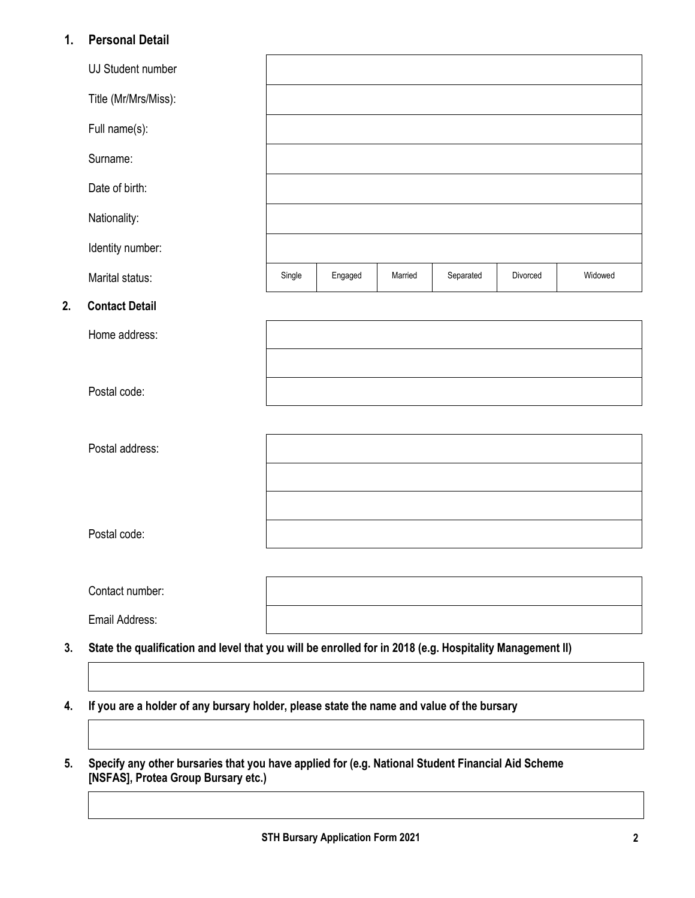## 1. Personal Detail

| | |
|---|---|
| UJ Student number | |
| Title (Mr/Mrs/Miss): | |
| Full name(s): | |
| Surname: | |
| Date of birth: | |
| Nationality: | |
| Identity number: | |

Marital status:

| Single | Engaged | Married | Separated | Divorced | Widowed |
|---|---|---|---|---|---|

## 2. Contact Detail

| | |
|---|---|
| Home address: | |
| | |
| Postal code: | |

| | |
|---|---|
| Postal address: | |
| | |
| | |
| Postal code: | |

| | |
|---|---|
| Contact number: | |
| Email Address: | |

**3. State the qualification and level that you will be enrolled for in 2018 (e.g. Hospitality Management II)**

| |
|---|
| |

**4. If you are a holder of any bursary holder, please state the name and value of the bursary**

| |
|---|
| |

**5. Specify any other bursaries that you have applied for (e.g. National Student Financial Aid Scheme [NSFAS], Protea Group Bursary etc.)**

| |
|---|
| |

**STH Bursary Application Form 2021**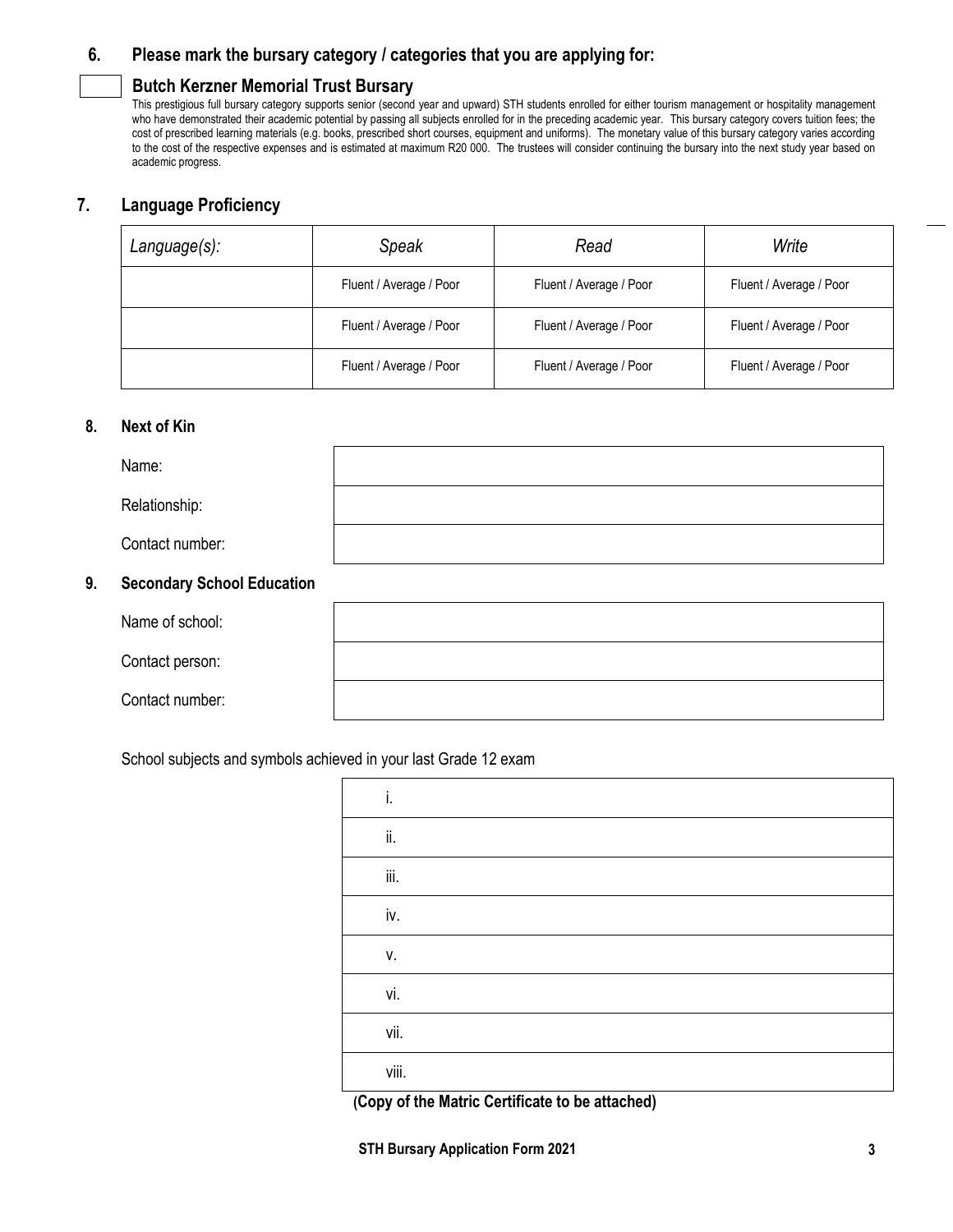## 6. Please mark the bursary category / categories that you are applying for:

☐ **Butch Kerzner Memorial Trust Bursary**

This prestigious full bursary category supports senior (second year and upward) STH students enrolled for either tourism management or hospitality management who have demonstrated their academic potential by passing all subjects enrolled for in the preceding academic year. This bursary category covers tuition fees; the cost of prescribed learning materials (e.g. books, prescribed short courses, equipment and uniforms). The monetary value of this bursary category varies according to the cost of the respective expenses and is estimated at maximum R20 000. The trustees will consider continuing the bursary into the next study year based on academic progress.

## 7. Language Proficiency

| *Language(s):* | *Speak* | *Read* | *Write* |
|---|---|---|---|
| | Fluent / Average / Poor | Fluent / Average / Poor | Fluent / Average / Poor |
| | Fluent / Average / Poor | Fluent / Average / Poor | Fluent / Average / Poor |
| | Fluent / Average / Poor | Fluent / Average / Poor | Fluent / Average / Poor |

## 8. Next of Kin

| | |
|---|---|
| Name: | |
| Relationship: | |
| Contact number: | |

## 9. Secondary School Education

| | |
|---|---|
| Name of school: | |
| Contact person: | |
| Contact number: | |

School subjects and symbols achieved in your last Grade 12 exam

| |
|---|
| i. |
| ii. |
| iii. |
| iv. |
| v. |
| vi. |
| vii. |
| viii. |

**(Copy of the Matric Certificate to be attached)**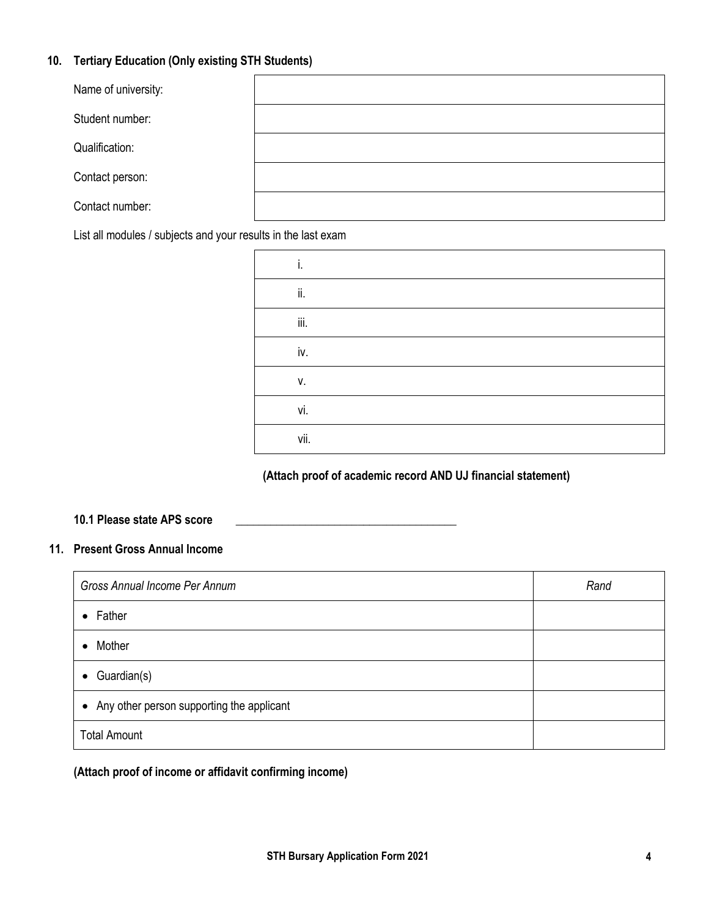## 10. Tertiary Education (Only existing STH Students)

| | |
|---|---|
| Name of university: | |
| Student number: | |
| Qualification: | |
| Contact person: | |
| Contact number: | |

List all modules / subjects and your results in the last exam

| |
|---|
| i. |
| ii. |
| iii. |
| iv. |
| v. |
| vi. |
| vii. |

**(Attach proof of academic record AND UJ financial statement)**

**10.1 Please state APS score** ______________________________________

## 11. Present Gross Annual Income

| *Gross Annual Income Per Annum* | *Rand* |
|---|---|
| • Father | |
| • Mother | |
| • Guardian(s) | |
| • Any other person supporting the applicant | |
| Total Amount | |

**(Attach proof of income or affidavit confirming income)**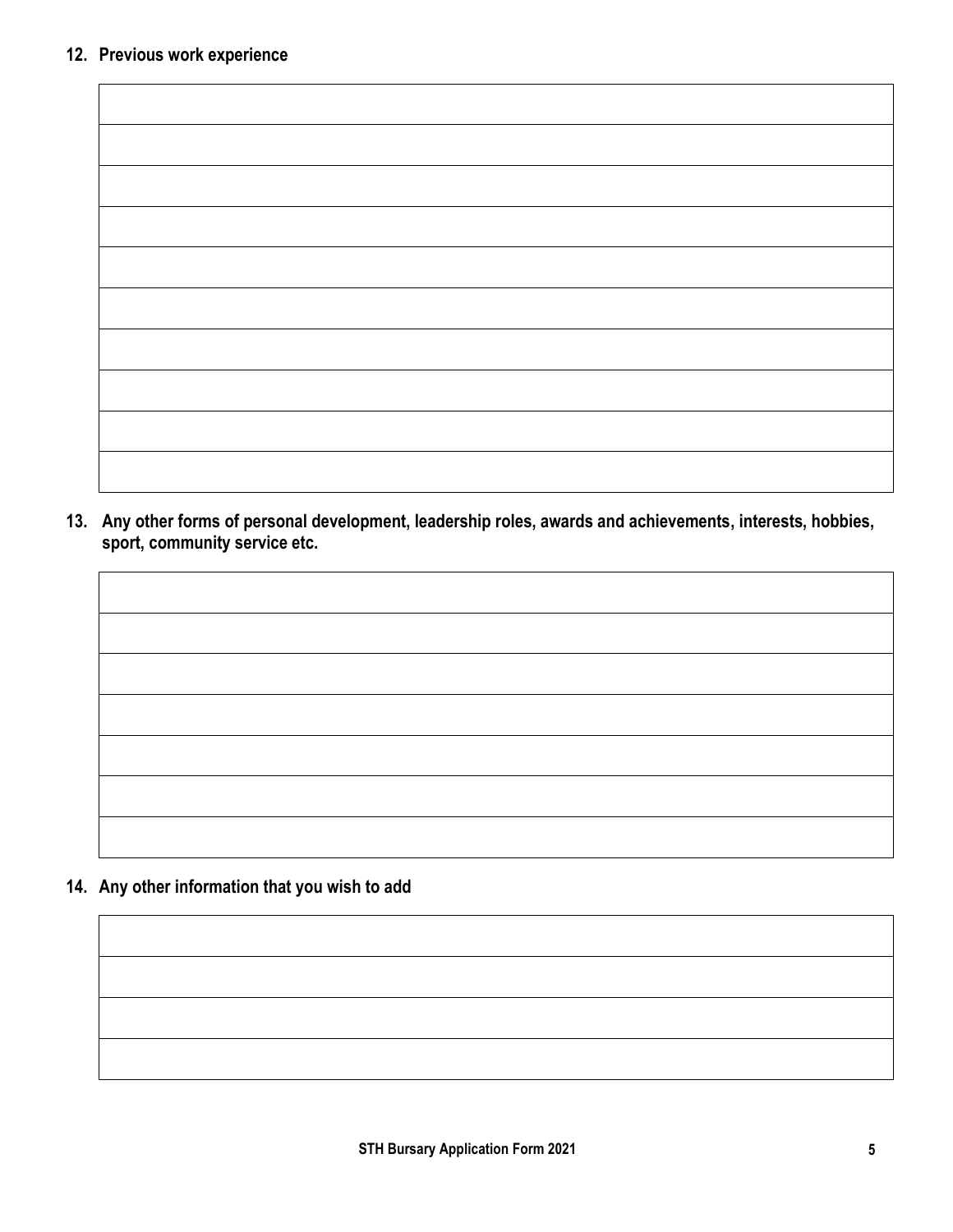## 12. Previous work experience

| |
|---|
| |
| |
| |
| |
| |
| |
| |
| |
| |

## 13. Any other forms of personal development, leadership roles, awards and achievements, interests, hobbies, sport, community service etc.

| |
|---|
| |
| |
| |
| |
| |
| |

## 14. Any other information that you wish to add

| |
|---|
| |
| |
| |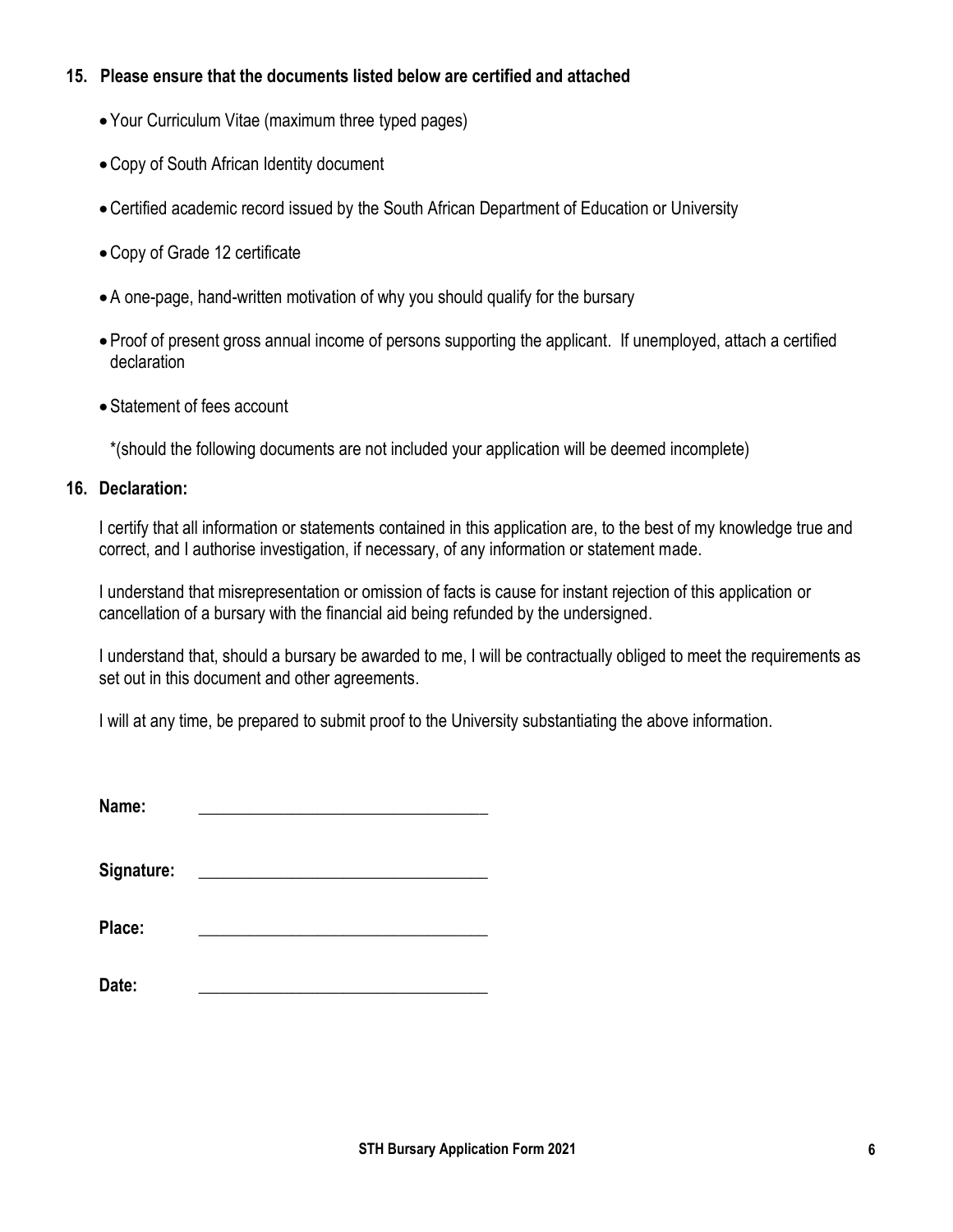**15. Please ensure that the documents listed below are certified and attached**

- Your Curriculum Vitae (maximum three typed pages)
- Copy of South African Identity document
- Certified academic record issued by the South African Department of Education or University
- Copy of Grade 12 certificate
- A one-page, hand-written motivation of why you should qualify for the bursary
- Proof of present gross annual income of persons supporting the applicant. If unemployed, attach a certified declaration
- Statement of fees account

*(should the following documents are not included your application will be deemed incomplete)

**16. Declaration:**

I certify that all information or statements contained in this application are, to the best of my knowledge true and correct, and I authorise investigation, if necessary, of any information or statement made.

I understand that misrepresentation or omission of facts is cause for instant rejection of this application or cancellation of a bursary with the financial aid being refunded by the undersigned.

I understand that, should a bursary be awarded to me, I will be contractually obliged to meet the requirements as set out in this document and other agreements.

I will at any time, be prepared to submit proof to the University substantiating the above information.

**Name:** \_\_\_\_\_\_\_\_\_\_\_\_\_\_\_\_\_\_\_\_\_\_\_\_\_\_\_\_\_\_\_\_

**Signature:** \_\_\_\_\_\_\_\_\_\_\_\_\_\_\_\_\_\_\_\_\_\_\_\_\_\_\_\_\_\_\_\_

**Place:** \_\_\_\_\_\_\_\_\_\_\_\_\_\_\_\_\_\_\_\_\_\_\_\_\_\_\_\_\_\_\_\_

**Date:** \_\_\_\_\_\_\_\_\_\_\_\_\_\_\_\_\_\_\_\_\_\_\_\_\_\_\_\_\_\_\_\_